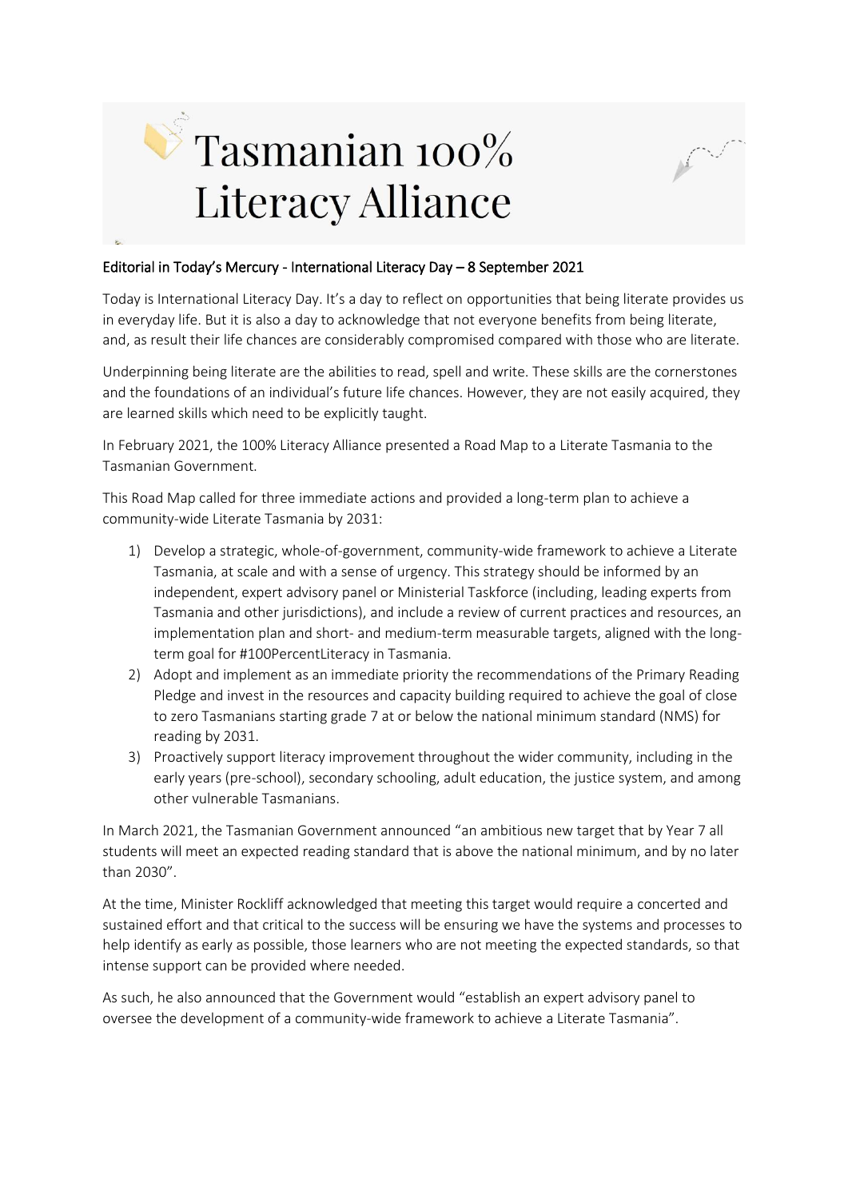# Tasmanian 100% Literacy Alliance

Editorial in Today's Mercury - International Literacy Day – 8 September 2021

Today is International Literacy Day. It's a day to reflect on opportunities that being literate provides us in everyday life. But it is also a day to acknowledge that not everyone benefits from being literate, and, as result their life chances are considerably compromised compared with those who are literate.

Underpinning being literate are the abilities to read, spell and write. These skills are the cornerstones and the foundations of an individual's future life chances. However, they are not easily acquired, they are learned skills which need to be explicitly taught.

In February 2021, the 100% Literacy Alliance presented a Road Map to a Literate Tasmania to the Tasmanian Government.

This Road Map called for three immediate actions and provided a long-term plan to achieve a community-wide Literate Tasmania by 2031:

1) Develop a strategic, whole-of-government, community-wide framework to achieve a Literate Tasmania, at scale and with a sense of urgency. This strategy should be informed by an independent, expert advisory panel or Ministerial Taskforce (including, leading experts from Tasmania and other jurisdictions), and include a review of current practices and resources, an implementation plan and short- and medium-term measurable targets, aligned with the long-term goal for #100PercentLiteracy in Tasmania.
2) Adopt and implement as an immediate priority the recommendations of the Primary Reading Pledge and invest in the resources and capacity building required to achieve the goal of close to zero Tasmanians starting grade 7 at or below the national minimum standard (NMS) for reading by 2031.
3) Proactively support literacy improvement throughout the wider community, including in the early years (pre-school), secondary schooling, adult education, the justice system, and among other vulnerable Tasmanians.

In March 2021, the Tasmanian Government announced "an ambitious new target that by Year 7 all students will meet an expected reading standard that is above the national minimum, and by no later than 2030".

At the time, Minister Rockliff acknowledged that meeting this target would require a concerted and sustained effort and that critical to the success will be ensuring we have the systems and processes to help identify as early as possible, those learners who are not meeting the expected standards, so that intense support can be provided where needed.

As such, he also announced that the Government would "establish an expert advisory panel to oversee the development of a community-wide framework to achieve a Literate Tasmania".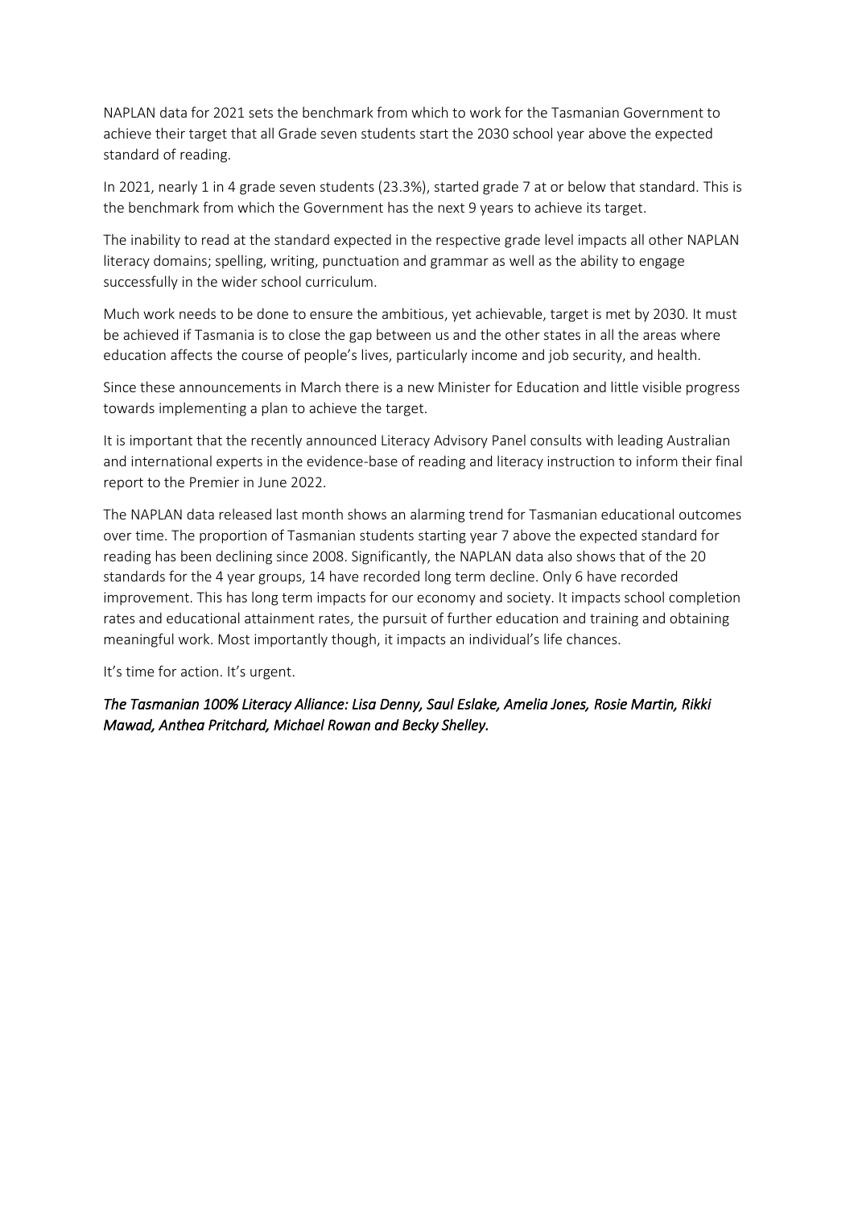NAPLAN data for 2021 sets the benchmark from which to work for the Tasmanian Government to achieve their target that all Grade seven students start the 2030 school year above the expected standard of reading.

In 2021, nearly 1 in 4 grade seven students (23.3%), started grade 7 at or below that standard. This is the benchmark from which the Government has the next 9 years to achieve its target.

The inability to read at the standard expected in the respective grade level impacts all other NAPLAN literacy domains; spelling, writing, punctuation and grammar as well as the ability to engage successfully in the wider school curriculum.

Much work needs to be done to ensure the ambitious, yet achievable, target is met by 2030. It must be achieved if Tasmania is to close the gap between us and the other states in all the areas where education affects the course of people's lives, particularly income and job security, and health.

Since these announcements in March there is a new Minister for Education and little visible progress towards implementing a plan to achieve the target.

It is important that the recently announced Literacy Advisory Panel consults with leading Australian and international experts in the evidence-base of reading and literacy instruction to inform their final report to the Premier in June 2022.

The NAPLAN data released last month shows an alarming trend for Tasmanian educational outcomes over time. The proportion of Tasmanian students starting year 7 above the expected standard for reading has been declining since 2008. Significantly, the NAPLAN data also shows that of the 20 standards for the 4 year groups, 14 have recorded long term decline. Only 6 have recorded improvement. This has long term impacts for our economy and society. It impacts school completion rates and educational attainment rates, the pursuit of further education and training and obtaining meaningful work. Most importantly though, it impacts an individual's life chances.

It's time for action. It's urgent.

***The Tasmanian 100% Literacy Alliance: Lisa Denny, Saul Eslake, Amelia Jones, Rosie Martin, Rikki Mawad, Anthea Pritchard, Michael Rowan and Becky Shelley.***